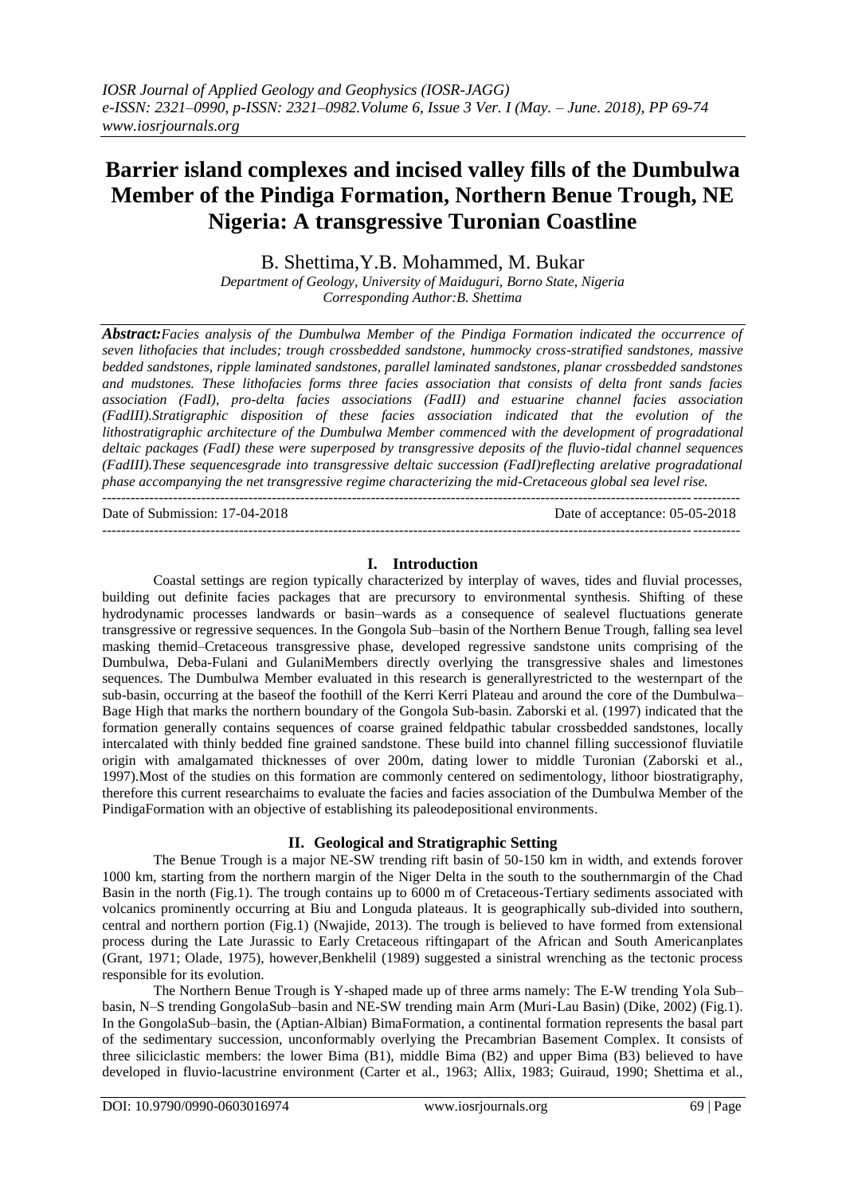# Barrier island complexes and incised valley fills of the Dumbulwa Member of the Pindiga Formation, Northern Benue Trough, NE Nigeria: A transgressive Turonian Coastline

B. Shettima,Y.B. Mohammed, M. Bukar

*Department of Geology, University of Maiduguri, Borno State, Nigeria*
*Corresponding Author:B. Shettima*

***Abstract:****Facies analysis of the Dumbulwa Member of the Pindiga Formation indicated the occurrence of seven lithofacies that includes; trough crossbedded sandstone, hummocky cross-stratified sandstones, massive bedded sandstones, ripple laminated sandstones, parallel laminated sandstones, planar crossbedded sandstones and mudstones. These lithofacies forms three facies association that consists of delta front sands facies association (FadI), pro-delta facies associations (FadII) and estuarine channel facies association (FadIII).Stratigraphic disposition of these facies association indicated that the evolution of the lithostratigraphic architecture of the Dumbulwa Member commenced with the development of progradational deltaic packages (FadI) these were superposed by transgressive deposits of the fluvio-tidal channel sequences (FadIII).These sequencesgrade into transgressive deltaic succession (FadI)reflecting arelative progradational phase accompanying the net transgressive regime characterizing the mid-Cretaceous global sea level rise.*

---

Date of Submission: 17-04-2018 Date of acceptance: 05-05-2018

---

## I. Introduction

Coastal settings are region typically characterized by interplay of waves, tides and fluvial processes, building out definite facies packages that are precursory to environmental synthesis. Shifting of these hydrodynamic processes landwards or basin–wards as a consequence of sealevel fluctuations generate transgressive or regressive sequences. In the Gongola Sub–basin of the Northern Benue Trough, falling sea level masking themid–Cretaceous transgressive phase, developed regressive sandstone units comprising of the Dumbulwa, Deba-Fulani and GulaniMembers directly overlying the transgressive shales and limestones sequences. The Dumbulwa Member evaluated in this research is generallyrestricted to the westernpart of the sub-basin, occurring at the baseof the foothill of the Kerri Kerri Plateau and around the core of the Dumbulwa–Bage High that marks the northern boundary of the Gongola Sub-basin. Zaborski et al. (1997) indicated that the formation generally contains sequences of coarse grained feldpathic tabular crossbedded sandstones, locally intercalated with thinly bedded fine grained sandstone. These build into channel filling successionof fluviatile origin with amalgamated thicknesses of over 200m, dating lower to middle Turonian (Zaborski et al., 1997).Most of the studies on this formation are commonly centered on sedimentology, lithoor biostratigraphy, therefore this current researchaims to evaluate the facies and facies association of the Dumbulwa Member of the PindigaFormation with an objective of establishing its paleodepositional environments.

## II. Geological and Stratigraphic Setting

The Benue Trough is a major NE-SW trending rift basin of 50-150 km in width, and extends forover 1000 km, starting from the northern margin of the Niger Delta in the south to the southernmargin of the Chad Basin in the north (Fig.1). The trough contains up to 6000 m of Cretaceous-Tertiary sediments associated with volcanics prominently occurring at Biu and Longuda plateaus. It is geographically sub-divided into southern, central and northern portion (Fig.1) (Nwajide, 2013). The trough is believed to have formed from extensional process during the Late Jurassic to Early Cretaceous riftingapart of the African and South Americanplates (Grant, 1971; Olade, 1975), however,Benkhelil (1989) suggested a sinistral wrenching as the tectonic process responsible for its evolution.

The Northern Benue Trough is Y-shaped made up of three arms namely: The E-W trending Yola Sub–basin, N–S trending GongolaSub–basin and NE-SW trending main Arm (Muri-Lau Basin) (Dike, 2002) (Fig.1). In the GongolaSub–basin, the (Aptian-Albian) BimaFormation, a continental formation represents the basal part of the sedimentary succession, unconformably overlying the Precambrian Basement Complex. It consists of three siliciclastic members: the lower Bima (B1), middle Bima (B2) and upper Bima (B3) believed to have developed in fluvio-lacustrine environment (Carter et al., 1963; Allix, 1983; Guiraud, 1990; Shettima et al.,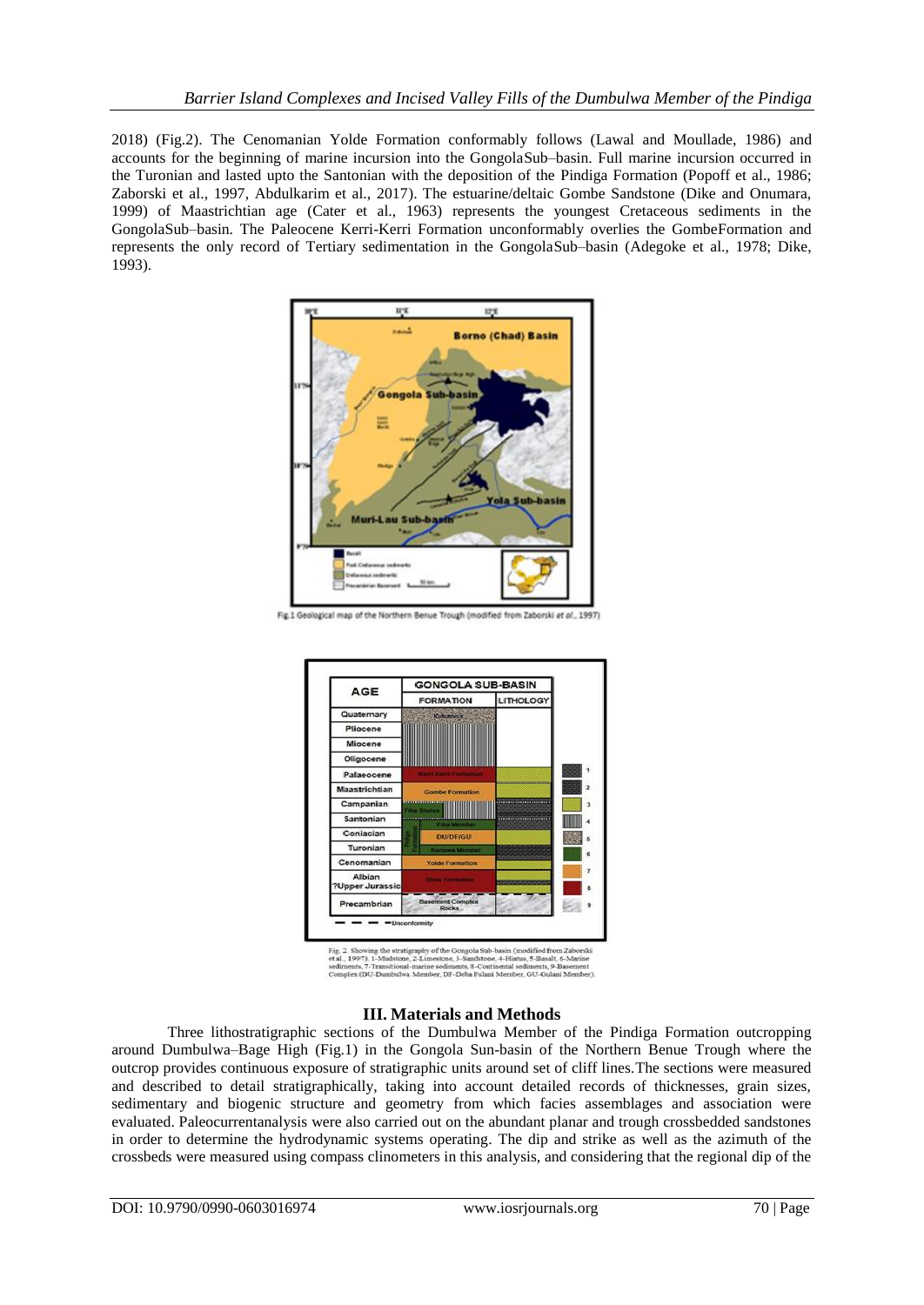2018) (Fig.2). The Cenomanian Yolde Formation conformably follows (Lawal and Moullade, 1986) and accounts for the beginning of marine incursion into the GongolaSub–basin. Full marine incursion occurred in the Turonian and lasted upto the Santonian with the deposition of the Pindiga Formation (Popoff et al., 1986; Zaborski et al., 1997, Abdulkarim et al., 2017). The estuarine/deltaic Gombe Sandstone (Dike and Onumara, 1999) of Maastrichtian age (Cater et al., 1963) represents the youngest Cretaceous sediments in the GongolaSub–basin. The Paleocene Kerri-Kerri Formation unconformably overlies the GombeFormation and represents the only record of Tertiary sedimentation in the GongolaSub–basin (Adegoke et al., 1978; Dike, 1993).

Fig.1 Geological map of the Northern Benue Trough (modified from Zaborski *et al*., 1997)

Fig. 2. Showing the stratigraphy of the Gongola Sub-basin (modified from Zaborski et al., 1997). 1-Mudstone, 2-Limestone, 3-Sandstone, 4-Hiatus, 5-Basalt, 6-Marine sediments, 7-Transitional-marine sediments, 8-Continental sediments, 9-Basement Complex (DU-Dumbulwa Member, DF-Deba Fulani Member, GU-Gulani Member).

## III. Materials and Methods

Three lithostratigraphic sections of the Dumbulwa Member of the Pindiga Formation outcropping around Dumbulwa–Bage High (Fig.1) in the Gongola Sun-basin of the Northern Benue Trough where the outcrop provides continuous exposure of stratigraphic units around set of cliff lines.The sections were measured and described to detail stratigraphically, taking into account detailed records of thicknesses, grain sizes, sedimentary and biogenic structure and geometry from which facies assemblages and association were evaluated. Paleocurrentanalysis were also carried out on the abundant planar and trough crossbedded sandstones in order to determine the hydrodynamic systems operating. The dip and strike as well as the azimuth of the crossbeds were measured using compass clinometers in this analysis, and considering that the regional dip of the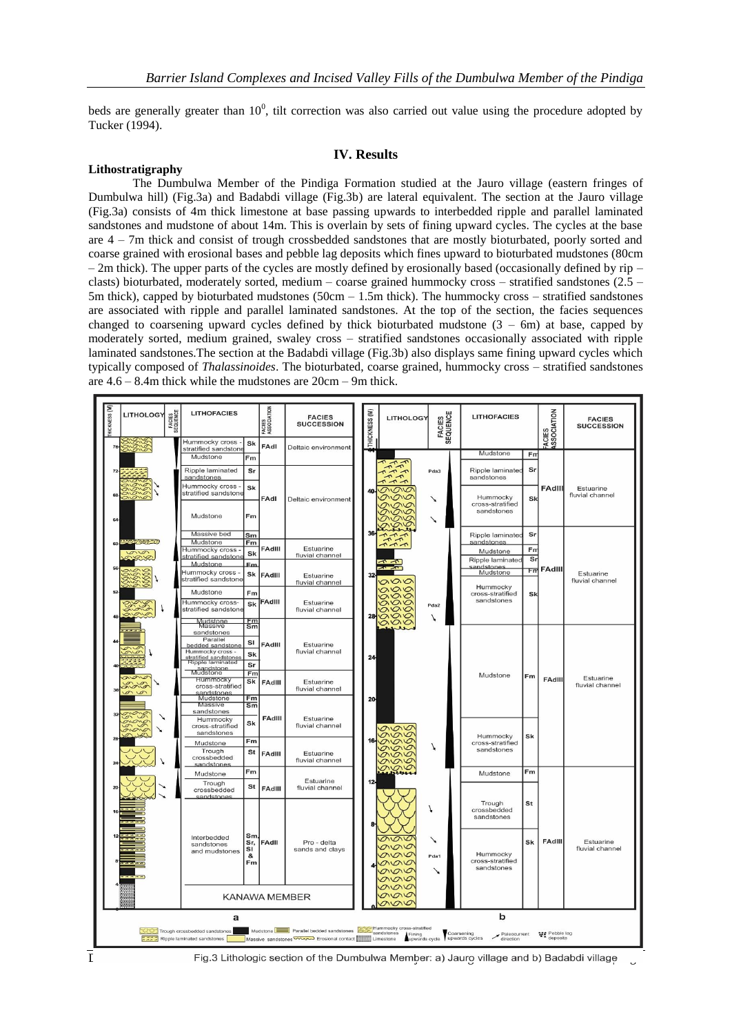beds are generally greater than $10^0$, tilt correction was also carried out value using the procedure adopted by Tucker (1994).

## IV. Results

### Lithostratigraphy

The Dumbulwa Member of the Pindiga Formation studied at the Jauro village (eastern fringes of Dumbulwa hill) (Fig.3a) and Badabdi village (Fig.3b) are lateral equivalent. The section at the Jauro village (Fig.3a) consists of 4m thick limestone at base passing upwards to interbedded ripple and parallel laminated sandstones and mudstone of about 14m. This is overlain by sets of fining upward cycles. The cycles at the base are 4 – 7m thick and consist of trough crossbedded sandstones that are mostly bioturbated, poorly sorted and coarse grained with erosional bases and pebble lag deposits which fines upward to bioturbated mudstones (80cm – 2m thick). The upper parts of the cycles are mostly defined by erosionally based (occasionally defined by rip – clasts) bioturbated, moderately sorted, medium – coarse grained hummocky cross – stratified sandstones (2.5 – 5m thick), capped by bioturbated mudstones (50cm – 1.5m thick). The hummocky cross – stratified sandstones are associated with ripple and parallel laminated sandstones. At the top of the section, the facies sequences changed to coarsening upward cycles defined by thick bioturbated mudstone (3 – 6m) at base, capped by moderately sorted, medium grained, swaley cross – stratified sandstones occasionally associated with ripple laminated sandstones.The section at the Badabdi village (Fig.3b) also displays same fining upward cycles which typically composed of *Thalassinoides*. The bioturbated, coarse grained, hummocky cross – stratified sandstones are 4.6 – 8.4m thick while the mudstones are 20cm – 9m thick.

Fig.3 Lithologic section of the Dumbulwa Member: a) Jauro village and b) Badabdi village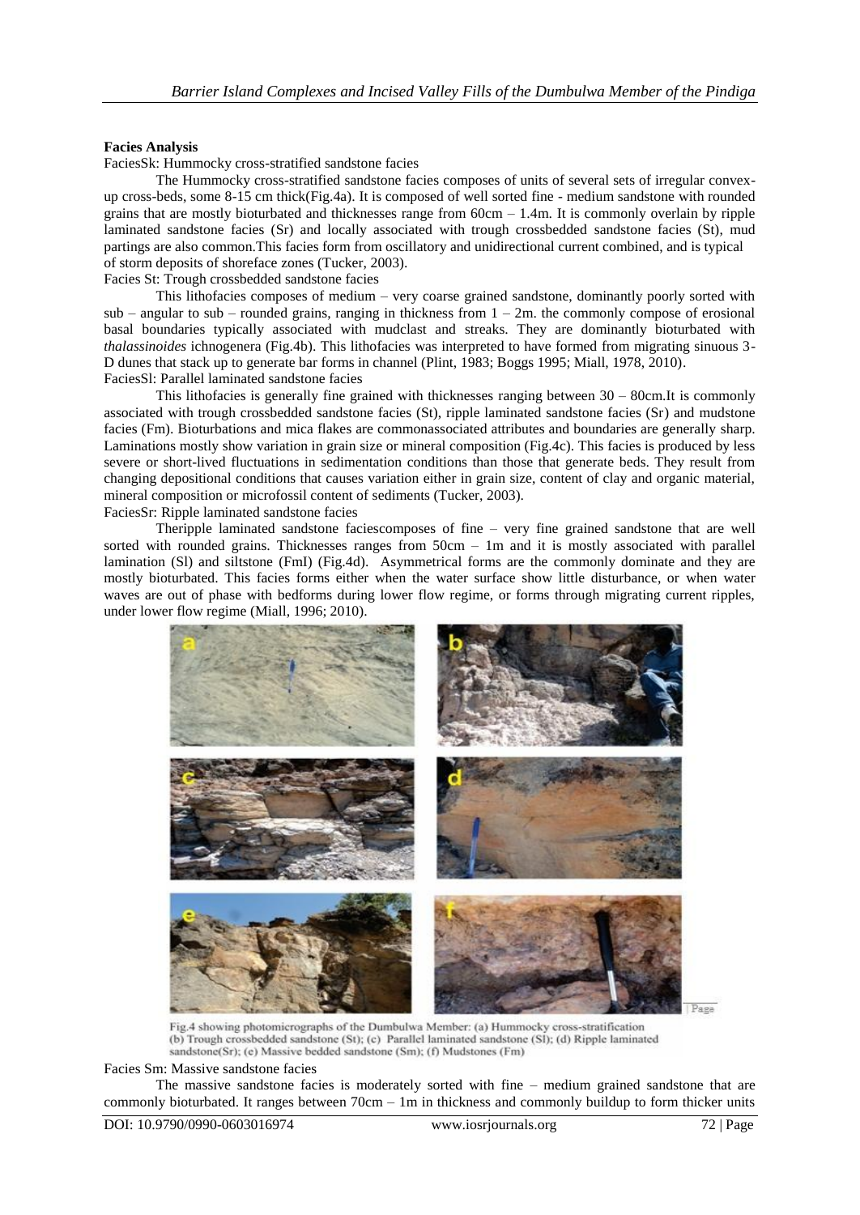**Facies Analysis**

FaciesSk: Hummocky cross-stratified sandstone facies

The Hummocky cross-stratified sandstone facies composes of units of several sets of irregular convex-up cross-beds, some 8-15 cm thick(Fig.4a). It is composed of well sorted fine - medium sandstone with rounded grains that are mostly bioturbated and thicknesses range from 60cm – 1.4m. It is commonly overlain by ripple laminated sandstone facies (Sr) and locally associated with trough crossbedded sandstone facies (St), mud partings are also common.This facies form from oscillatory and unidirectional current combined, and is typical of storm deposits of shoreface zones (Tucker, 2003).

Facies St: Trough crossbedded sandstone facies

This lithofacies composes of medium – very coarse grained sandstone, dominantly poorly sorted with sub – angular to sub – rounded grains, ranging in thickness from 1 – 2m. the commonly compose of erosional basal boundaries typically associated with mudclast and streaks. They are dominantly bioturbated with *thalassinoides* ichnogenera (Fig.4b). This lithofacies was interpreted to have formed from migrating sinuous 3-D dunes that stack up to generate bar forms in channel (Plint, 1983; Boggs 1995; Miall, 1978, 2010).

FaciesSl: Parallel laminated sandstone facies

This lithofacies is generally fine grained with thicknesses ranging between 30 – 80cm.It is commonly associated with trough crossbedded sandstone facies (St), ripple laminated sandstone facies (Sr) and mudstone facies (Fm). Bioturbations and mica flakes are commonassociated attributes and boundaries are generally sharp. Laminations mostly show variation in grain size or mineral composition (Fig.4c). This facies is produced by less severe or short-lived fluctuations in sedimentation conditions than those that generate beds. They result from changing depositional conditions that causes variation either in grain size, content of clay and organic material, mineral composition or microfossil content of sediments (Tucker, 2003).

FaciesSr: Ripple laminated sandstone facies

Theripple laminated sandstone faciescomposes of fine – very fine grained sandstone that are well sorted with rounded grains. Thicknesses ranges from 50cm – 1m and it is mostly associated with parallel lamination (Sl) and siltstone (FmI) (Fig.4d). Asymmetrical forms are the commonly dominate and they are mostly bioturbated. This facies forms either when the water surface show little disturbance, or when water waves are out of phase with bedforms during lower flow regime, or forms through migrating current ripples, under lower flow regime (Miall, 1996; 2010).

Fig.4 showing photomicrographs of the Dumbulwa Member: (a) Hummocky cross-stratification (b) Trough crossbedded sandstone (St); (c) Parallel laminated sandstone (Sl); (d) Ripple laminated sandstone(Sr); (e) Massive bedded sandstone (Sm); (f) Mudstones (Fm)

Facies Sm: Massive sandstone facies

The massive sandstone facies is moderately sorted with fine – medium grained sandstone that are commonly bioturbated. It ranges between 70cm – 1m in thickness and commonly buildup to form thicker units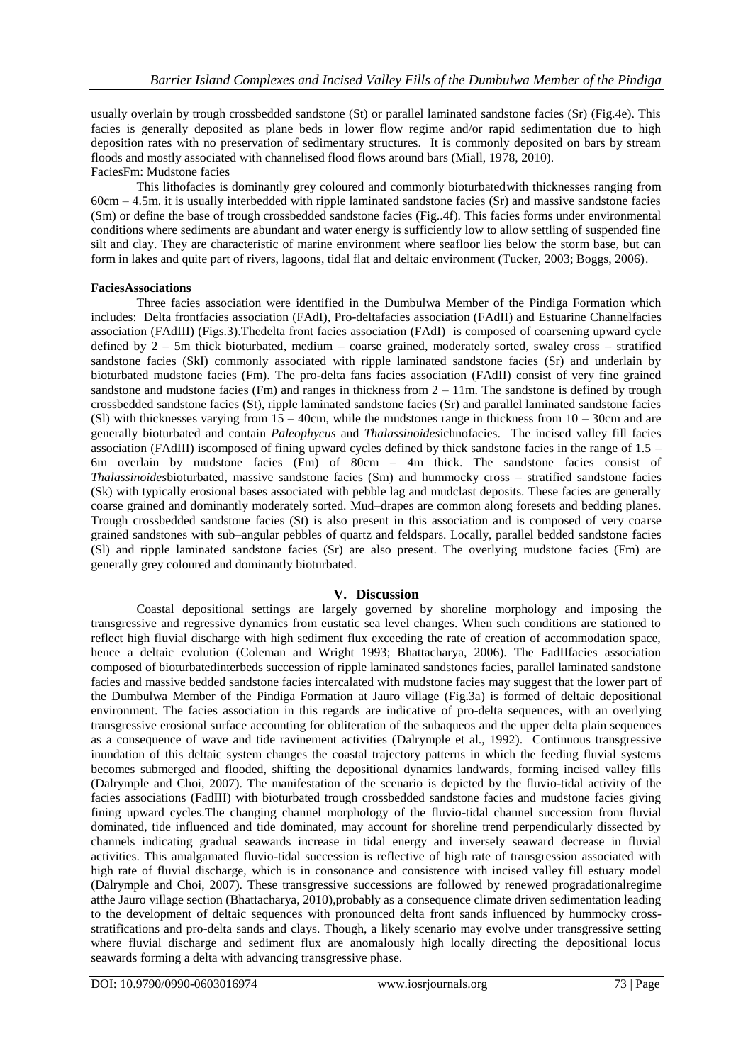usually overlain by trough crossbedded sandstone (St) or parallel laminated sandstone facies (Sr) (Fig.4e). This facies is generally deposited as plane beds in lower flow regime and/or rapid sedimentation due to high deposition rates with no preservation of sedimentary structures. It is commonly deposited on bars by stream floods and mostly associated with channelised flood flows around bars (Miall, 1978, 2010).

FaciesFm: Mudstone facies

This lithofacies is dominantly grey coloured and commonly bioturbatedwith thicknesses ranging from 60cm – 4.5m. it is usually interbedded with ripple laminated sandstone facies (Sr) and massive sandstone facies (Sm) or define the base of trough crossbedded sandstone facies (Fig..4f). This facies forms under environmental conditions where sediments are abundant and water energy is sufficiently low to allow settling of suspended fine silt and clay. They are characteristic of marine environment where seafloor lies below the storm base, but can form in lakes and quite part of rivers, lagoons, tidal flat and deltaic environment (Tucker, 2003; Boggs, 2006).

**FaciesAssociations**

Three facies association were identified in the Dumbulwa Member of the Pindiga Formation which includes: Delta frontfacies association (FAdI), Pro-deltafacies association (FAdII) and Estuarine Channelfacies association (FAdIII) (Figs.3).Thedelta front facies association (FAdI) is composed of coarsening upward cycle defined by 2 – 5m thick bioturbated, medium – coarse grained, moderately sorted, swaley cross – stratified sandstone facies (SkI) commonly associated with ripple laminated sandstone facies (Sr) and underlain by bioturbated mudstone facies (Fm). The pro-delta fans facies association (FAdII) consist of very fine grained sandstone and mudstone facies (Fm) and ranges in thickness from 2 – 11m. The sandstone is defined by trough crossbedded sandstone facies (St), ripple laminated sandstone facies (Sr) and parallel laminated sandstone facies (Sl) with thicknesses varying from 15 – 40cm, while the mudstones range in thickness from 10 – 30cm and are generally bioturbated and contain *Paleophycus* and *Thalassinoides*ichnofacies. The incised valley fill facies association (FAdIII) iscomposed of fining upward cycles defined by thick sandstone facies in the range of 1.5 – 6m overlain by mudstone facies (Fm) of 80cm – 4m thick. The sandstone facies consist of *Thalassinoides*bioturbated, massive sandstone facies (Sm) and hummocky cross – stratified sandstone facies (Sk) with typically erosional bases associated with pebble lag and mudclast deposits. These facies are generally coarse grained and dominantly moderately sorted. Mud–drapes are common along foresets and bedding planes. Trough crossbedded sandstone facies (St) is also present in this association and is composed of very coarse grained sandstones with sub–angular pebbles of quartz and feldspars. Locally, parallel bedded sandstone facies (Sl) and ripple laminated sandstone facies (Sr) are also present. The overlying mudstone facies (Fm) are generally grey coloured and dominantly bioturbated.

## V. Discussion

Coastal depositional settings are largely governed by shoreline morphology and imposing the transgressive and regressive dynamics from eustatic sea level changes. When such conditions are stationed to reflect high fluvial discharge with high sediment flux exceeding the rate of creation of accommodation space, hence a deltaic evolution (Coleman and Wright 1993; Bhattacharya, 2006). The FadIIfacies association composed of bioturbatedinterbeds succession of ripple laminated sandstones facies, parallel laminated sandstone facies and massive bedded sandstone facies intercalated with mudstone facies may suggest that the lower part of the Dumbulwa Member of the Pindiga Formation at Jauro village (Fig.3a) is formed of deltaic depositional environment. The facies association in this regards are indicative of pro-delta sequences, with an overlying transgressive erosional surface accounting for obliteration of the subaqueos and the upper delta plain sequences as a consequence of wave and tide ravinement activities (Dalrymple et al., 1992). Continuous transgressive inundation of this deltaic system changes the coastal trajectory patterns in which the feeding fluvial systems becomes submerged and flooded, shifting the depositional dynamics landwards, forming incised valley fills (Dalrymple and Choi, 2007). The manifestation of the scenario is depicted by the fluvio-tidal activity of the facies associations (FadIII) with bioturbated trough crossbedded sandstone facies and mudstone facies giving fining upward cycles.The changing channel morphology of the fluvio-tidal channel succession from fluvial dominated, tide influenced and tide dominated, may account for shoreline trend perpendicularly dissected by channels indicating gradual seawards increase in tidal energy and inversely seaward decrease in fluvial activities. This amalgamated fluvio-tidal succession is reflective of high rate of transgression associated with high rate of fluvial discharge, which is in consonance and consistence with incised valley fill estuary model (Dalrymple and Choi, 2007). These transgressive successions are followed by renewed progradationalregime atthe Jauro village section (Bhattacharya, 2010),probably as a consequence climate driven sedimentation leading to the development of deltaic sequences with pronounced delta front sands influenced by hummocky cross-stratifications and pro-delta sands and clays. Though, a likely scenario may evolve under transgressive setting where fluvial discharge and sediment flux are anomalously high locally directing the depositional locus seawards forming a delta with advancing transgressive phase.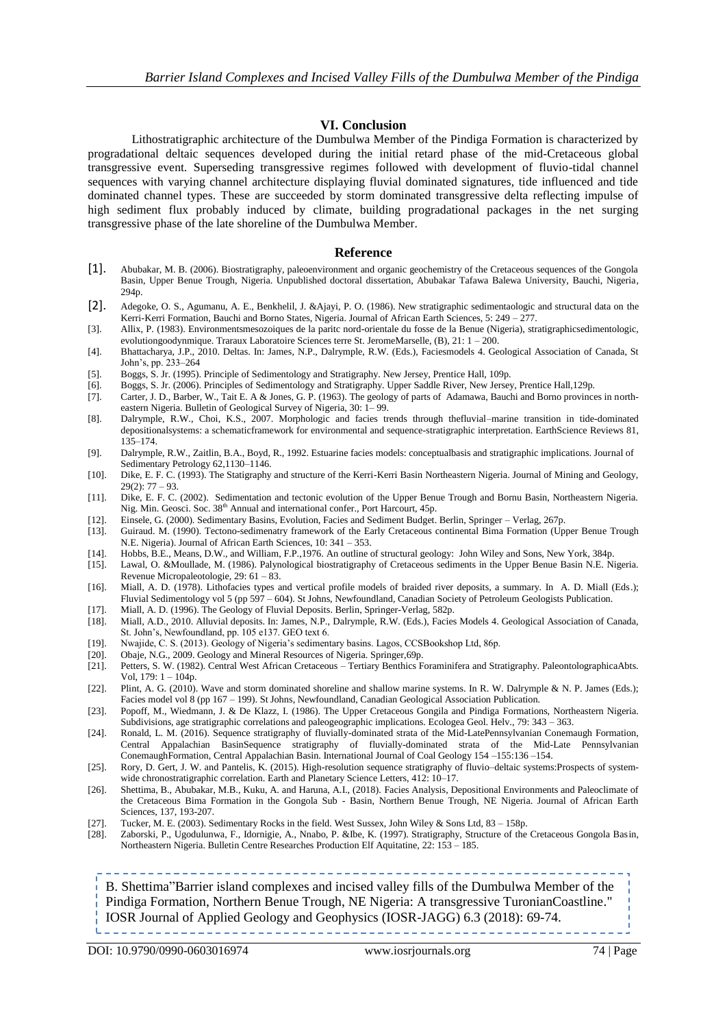## VI. Conclusion

Lithostratigraphic architecture of the Dumbulwa Member of the Pindiga Formation is characterized by progradational deltaic sequences developed during the initial retard phase of the mid-Cretaceous global transgressive event. Superseding transgressive regimes followed with development of fluvio-tidal channel sequences with varying channel architecture displaying fluvial dominated signatures, tide influenced and tide dominated channel types. These are succeeded by storm dominated transgressive delta reflecting impulse of high sediment flux probably induced by climate, building progradational packages in the net surging transgressive phase of the late shoreline of the Dumbulwa Member.

## Reference

[1]. Abubakar, M. B. (2006). Biostratigraphy, paleoenvironment and organic geochemistry of the Cretaceous sequences of the Gongola Basin, Upper Benue Trough, Nigeria. Unpublished doctoral dissertation, Abubakar Tafawa Balewa University, Bauchi, Nigeria, 294p.

[2]. Adegoke, O. S., Agumanu, A. E., Benkhelil, J. &Ajayi, P. O. (1986). New stratigraphic sedimentaologic and structural data on the Kerri-Kerri Formation, Bauchi and Borno States, Nigeria. Journal of African Earth Sciences, 5: 249 – 277.

[3]. Allix, P. (1983). Environmentsmesozoiques de la paritc nord-orientale du fosse de la Benue (Nigeria), stratigraphicsedimentologic, evolutiongoodynmique. Traraux Laboratoire Sciences terre St. JeromeMarselle, (B), 21: 1 – 200.

[4]. Bhattacharya, J.P., 2010. Deltas. In: James, N.P., Dalrymple, R.W. (Eds.), Faciesmodels 4. Geological Association of Canada, St John's, pp. 233–264

[5]. Boggs, S. Jr. (1995). Principle of Sedimentology and Stratigraphy. New Jersey, Prentice Hall, 109p.

[6]. Boggs, S. Jr. (2006). Principles of Sedimentology and Stratigraphy. Upper Saddle River, New Jersey, Prentice Hall,129p.

[7]. Carter, J. D., Barber, W., Tait E. A & Jones, G. P. (1963). The geology of parts of Adamawa, Bauchi and Borno provinces in north-eastern Nigeria. Bulletin of Geological Survey of Nigeria, 30: 1– 99.

[8]. Dalrymple, R.W., Choi, K.S., 2007. Morphologic and facies trends through thefluvial–marine transition in tide-dominated depositionalsystems: a schematicframework for environmental and sequence-stratigraphic interpretation. EarthScience Reviews 81, 135–174.

[9]. Dalrymple, R.W., Zaitlin, B.A., Boyd, R., 1992. Estuarine facies models: conceptualbasis and stratigraphic implications. Journal of Sedimentary Petrology 62,1130–1146.

[10]. Dike, E. F. C. (1993). The Statigraphy and structure of the Kerri-Kerri Basin Northeastern Nigeria. Journal of Mining and Geology, 29(2): 77 – 93.

[11]. Dike, E. F. C. (2002). Sedimentation and tectonic evolution of the Upper Benue Trough and Bornu Basin, Northeastern Nigeria. Nig. Min. Geosci. Soc. 38th Annual and international confer., Port Harcourt, 45p.

[12]. Einsele, G. (2000). Sedimentary Basins, Evolution, Facies and Sediment Budget. Berlin, Springer – Verlag, 267p.

[13]. Guiraud. M. (1990). Tectono-sedimenatry framework of the Early Cretaceous continental Bima Formation (Upper Benue Trough N.E. Nigeria). Journal of African Earth Sciences, 10: 341 – 353.

[14]. Hobbs, B.E., Means, D.W., and William, F.P.,1976. An outline of structural geology: John Wiley and Sons, New York, 384p.

[15]. Lawal, O. &Moullade, M. (1986). Palynological biostratigraphy of Cretaceous sediments in the Upper Benue Basin N.E. Nigeria. Revenue Micropaleotologie, 29: 61 – 83.

[16]. Miall, A. D. (1978). Lithofacies types and vertical profile models of braided river deposits, a summary. In A. D. Miall (Eds.); Fluvial Sedimentology vol 5 (pp 597 – 604). St Johns, Newfoundland, Canadian Society of Petroleum Geologists Publication.

[17]. Miall, A. D. (1996). The Geology of Fluvial Deposits. Berlin, Springer-Verlag, 582p.

[18]. Miall, A.D., 2010. Alluvial deposits. In: James, N.P., Dalrymple, R.W. (Eds.), Facies Models 4. Geological Association of Canada, St. John's, Newfoundland, pp. 105 e137. GEO text 6.

[19]. Nwajide, C. S. (2013). Geology of Nigeria's sedimentary basins. Lagos, CCSBookshop Ltd, 86p.

[20]. Obaje, N.G., 2009. Geology and Mineral Resources of Nigeria. Springer,69p.

[21]. Petters, S. W. (1982). Central West African Cretaceous – Tertiary Benthics Foraminifera and Stratigraphy. PaleontolographicaAbts. Vol, 179: 1 – 104p.

[22]. Plint, A. G. (2010). Wave and storm dominated shoreline and shallow marine systems. In R. W. Dalrymple & N. P. James (Eds.); Facies model vol 8 (pp 167 – 199). St Johns, Newfoundland, Canadian Geological Association Publication.

[23]. Popoff, M., Wiedmann, J. & De Klazz, I. (1986). The Upper Cretaceous Gongila and Pindiga Formations, Northeastern Nigeria. Subdivisions, age stratigraphic correlations and paleogeographic implications. Ecologea Geol. Helv., 79: 343 – 363.

[24]. Ronald, L. M. (2016). Sequence stratigraphy of fluvially-dominated strata of the Mid-LatePennsylvanian Conemaugh Formation, Central Appalachian BasinSequence stratigraphy of fluvially-dominated strata of the Mid-Late Pennsylvanian ConemaughFormation, Central Appalachian Basin. International Journal of Coal Geology 154 –155:136 –154.

[25]. Rory, D. Gert, J. W. and Pantelis, K. (2015). High-resolution sequence stratigraphy of fluvio–deltaic systems:Prospects of system-wide chronostratigraphic correlation. Earth and Planetary Science Letters, 412: 10–17.

[26]. Shettima, B., Abubakar, M.B., Kuku, A. and Haruna, A.I., (2018). Facies Analysis, Depositional Environments and Paleoclimate of the Cretaceous Bima Formation in the Gongola Sub - Basin, Northern Benue Trough, NE Nigeria. Journal of African Earth Sciences, 137, 193-207.

[27]. Tucker, M. E. (2003). Sedimentary Rocks in the field. West Sussex, John Wiley & Sons Ltd, 83 – 158p.

[28]. Zaborski, P., Ugodulunwa, F., Idornigie, A., Nnabo, P. &Ibe, K. (1997). Stratigraphy, Structure of the Cretaceous Gongola Basin, Northeastern Nigeria. Bulletin Centre Researches Production Elf Aquitaine, 22: 153 – 185.

B. Shettima"Barrier island complexes and incised valley fills of the Dumbulwa Member of the Pindiga Formation, Northern Benue Trough, NE Nigeria: A transgressive TuronianCoastline." IOSR Journal of Applied Geology and Geophysics (IOSR-JAGG) 6.3 (2018): 69-74.